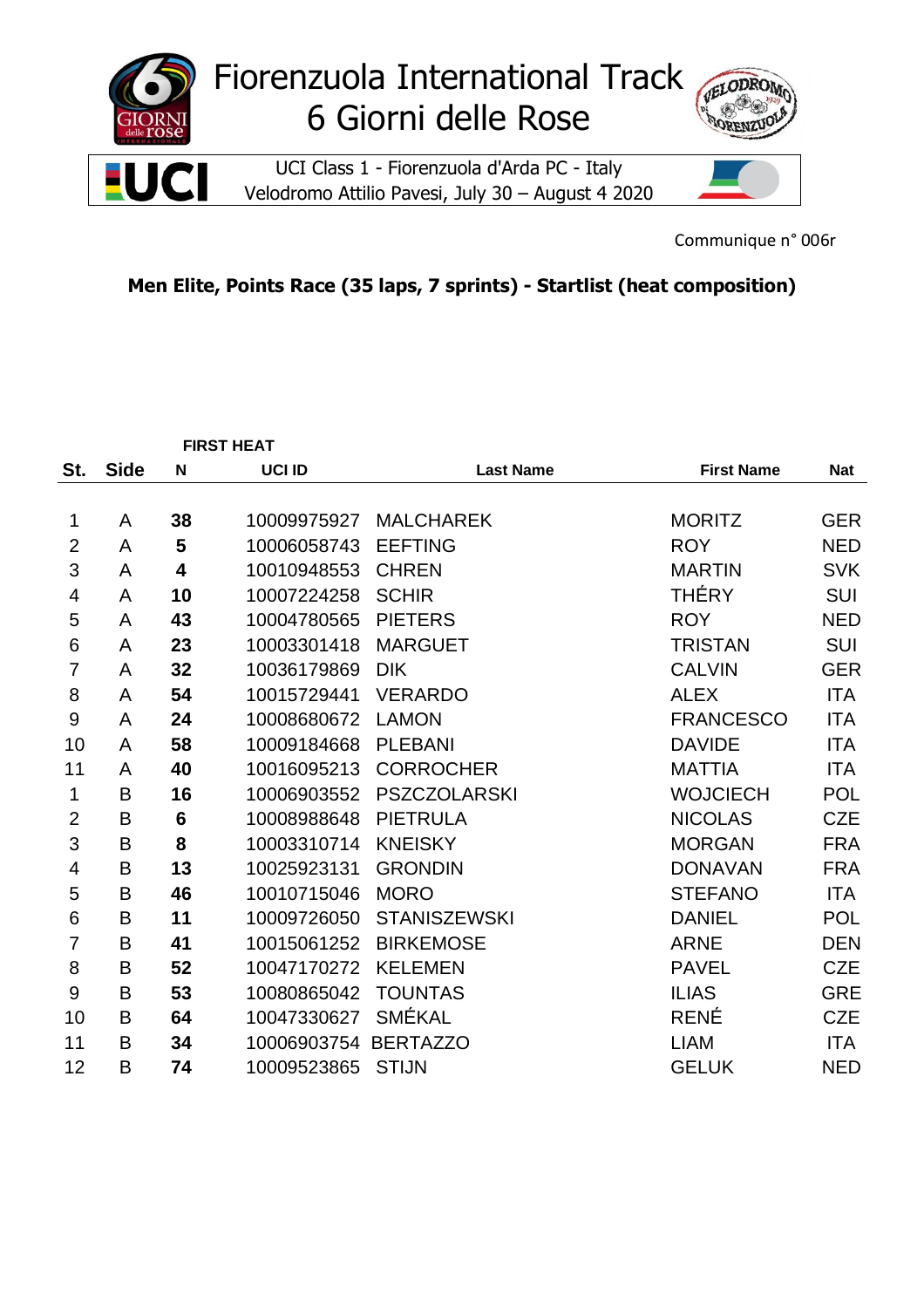# Fiorenzuola International Track
# 6 Giorni delle Rose

UCI Class 1 - Fiorenzuola d'Arda PC - Italy
Velodromo Attilio Pavesi, July 30 – August 4 2020

Communique n° 006r

**Men Elite, Points Race (35 laps, 7 sprints) - Startlist (heat composition)**

**FIRST HEAT**

| St. | Side | N | UCI ID | Last Name | First Name | Nat |
|---|---|---|---|---|---|---|
| 1 | A | **38** | 10009975927 | MALCHAREK | MORITZ | GER |
| 2 | A | **5** | 10006058743 | EEFTING | ROY | NED |
| 3 | A | **4** | 10010948553 | CHREN | MARTIN | SVK |
| 4 | A | **10** | 10007224258 | SCHIR | THÉRY | SUI |
| 5 | A | **43** | 10004780565 | PIETERS | ROY | NED |
| 6 | A | **23** | 10003301418 | MARGUET | TRISTAN | SUI |
| 7 | A | **32** | 10036179869 | DIK | CALVIN | GER |
| 8 | A | **54** | 10015729441 | VERARDO | ALEX | ITA |
| 9 | A | **24** | 10008680672 | LAMON | FRANCESCO | ITA |
| 10 | A | **58** | 10009184668 | PLEBANI | DAVIDE | ITA |
| 11 | A | **40** | 10016095213 | CORROCHER | MATTIA | ITA |
| 1 | B | **16** | 10006903552 | PSZCZOLARSKI | WOJCIECH | POL |
| 2 | B | **6** | 10008988648 | PIETRULA | NICOLAS | CZE |
| 3 | B | **8** | 10003310714 | KNEISKY | MORGAN | FRA |
| 4 | B | **13** | 10025923131 | GRONDIN | DONAVAN | FRA |
| 5 | B | **46** | 10010715046 | MORO | STEFANO | ITA |
| 6 | B | **11** | 10009726050 | STANISZEWSKI | DANIEL | POL |
| 7 | B | **41** | 10015061252 | BIRKEMOSE | ARNE | DEN |
| 8 | B | **52** | 10047170272 | KELEMEN | PAVEL | CZE |
| 9 | B | **53** | 10080865042 | TOUNTAS | ILIAS | GRE |
| 10 | B | **64** | 10047330627 | SMÉKAL | RENÉ | CZE |
| 11 | B | **34** | 10006903754 | BERTAZZO | LIAM | ITA |
| 12 | B | **74** | 10009523865 | STIJN | GELUK | NED |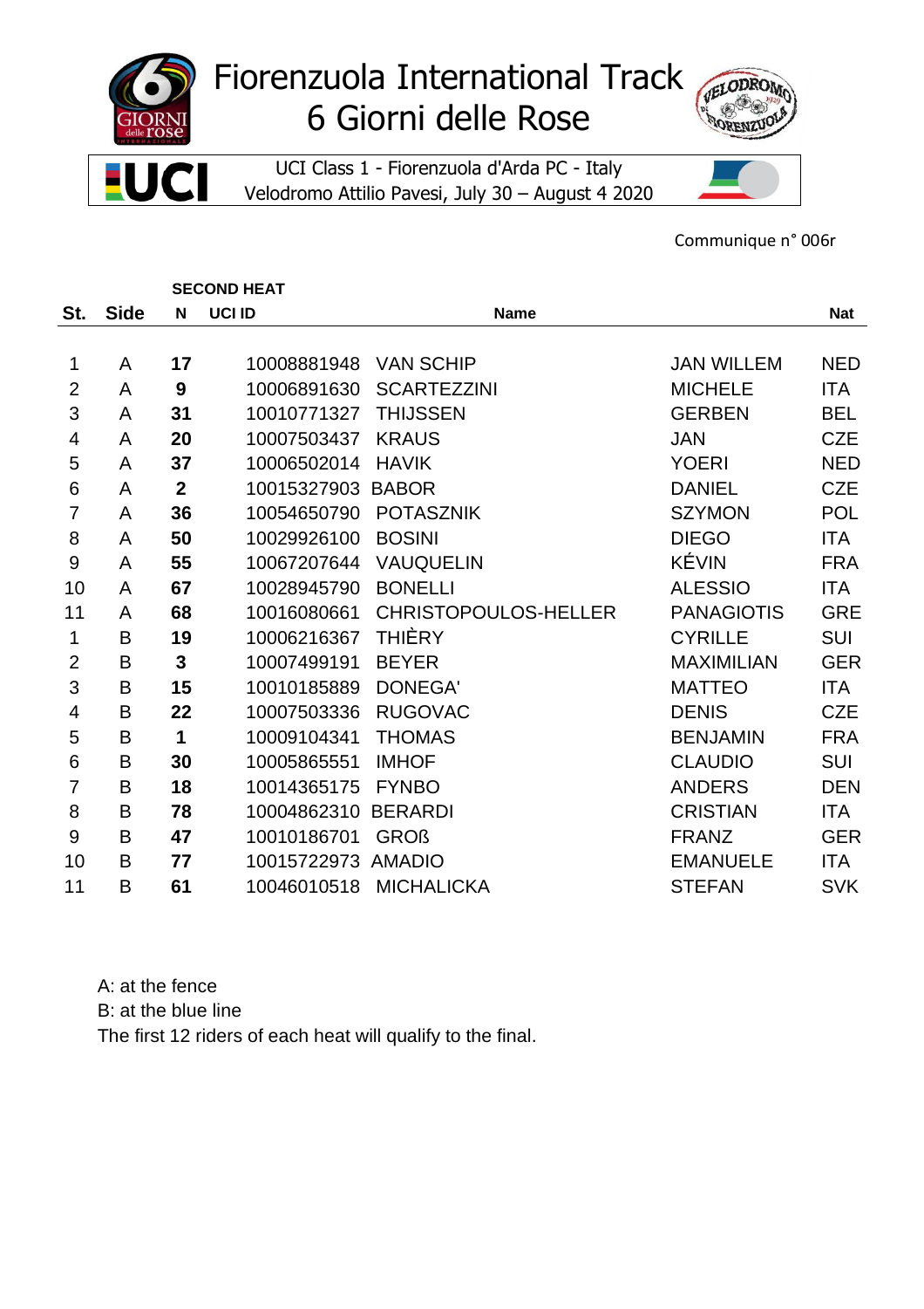# Fiorenzuola International Track
# 6 Giorni delle Rose

UCI Class 1 - Fiorenzuola d'Arda PC - Italy
Velodromo Attilio Pavesi, July 30 – August 4 2020

Communique n° 006r

**SECOND HEAT**

| St. | Side | N | UCI ID | Name | | Nat |
|---|---|---|---|---|---|---|
| 1 | A | **17** | 10008881948 | VAN SCHIP | JAN WILLEM | NED |
| 2 | A | **9** | 10006891630 | SCARTEZZINI | MICHELE | ITA |
| 3 | A | **31** | 10010771327 | THIJSSEN | GERBEN | BEL |
| 4 | A | **20** | 10007503437 | KRAUS | JAN | CZE |
| 5 | A | **37** | 10006502014 | HAVIK | YOERI | NED |
| 6 | A | **2** | 10015327903 | BABOR | DANIEL | CZE |
| 7 | A | **36** | 10054650790 | POTASZNIK | SZYMON | POL |
| 8 | A | **50** | 10029926100 | BOSINI | DIEGO | ITA |
| 9 | A | **55** | 10067207644 | VAUQUELIN | KÉVIN | FRA |
| 10 | A | **67** | 10028945790 | BONELLI | ALESSIO | ITA |
| 11 | A | **68** | 10016080661 | CHRISTOPOULOS-HELLER | PANAGIOTIS | GRE |
| 1 | B | **19** | 10006216367 | THIÈRY | CYRILLE | SUI |
| 2 | B | **3** | 10007499191 | BEYER | MAXIMILIAN | GER |
| 3 | B | **15** | 10010185889 | DONEGA' | MATTEO | ITA |
| 4 | B | **22** | 10007503336 | RUGOVAC | DENIS | CZE |
| 5 | B | **1** | 10009104341 | THOMAS | BENJAMIN | FRA |
| 6 | B | **30** | 10005865551 | IMHOF | CLAUDIO | SUI |
| 7 | B | **18** | 10014365175 | FYNBO | ANDERS | DEN |
| 8 | B | **78** | 10004862310 | BERARDI | CRISTIAN | ITA |
| 9 | B | **47** | 10010186701 | GROß | FRANZ | GER |
| 10 | B | **77** | 10015722973 | AMADIO | EMANUELE | ITA |
| 11 | B | **61** | 10046010518 | MICHALICKA | STEFAN | SVK |

A: at the fence
B: at the blue line
The first 12 riders of each heat will qualify to the final.